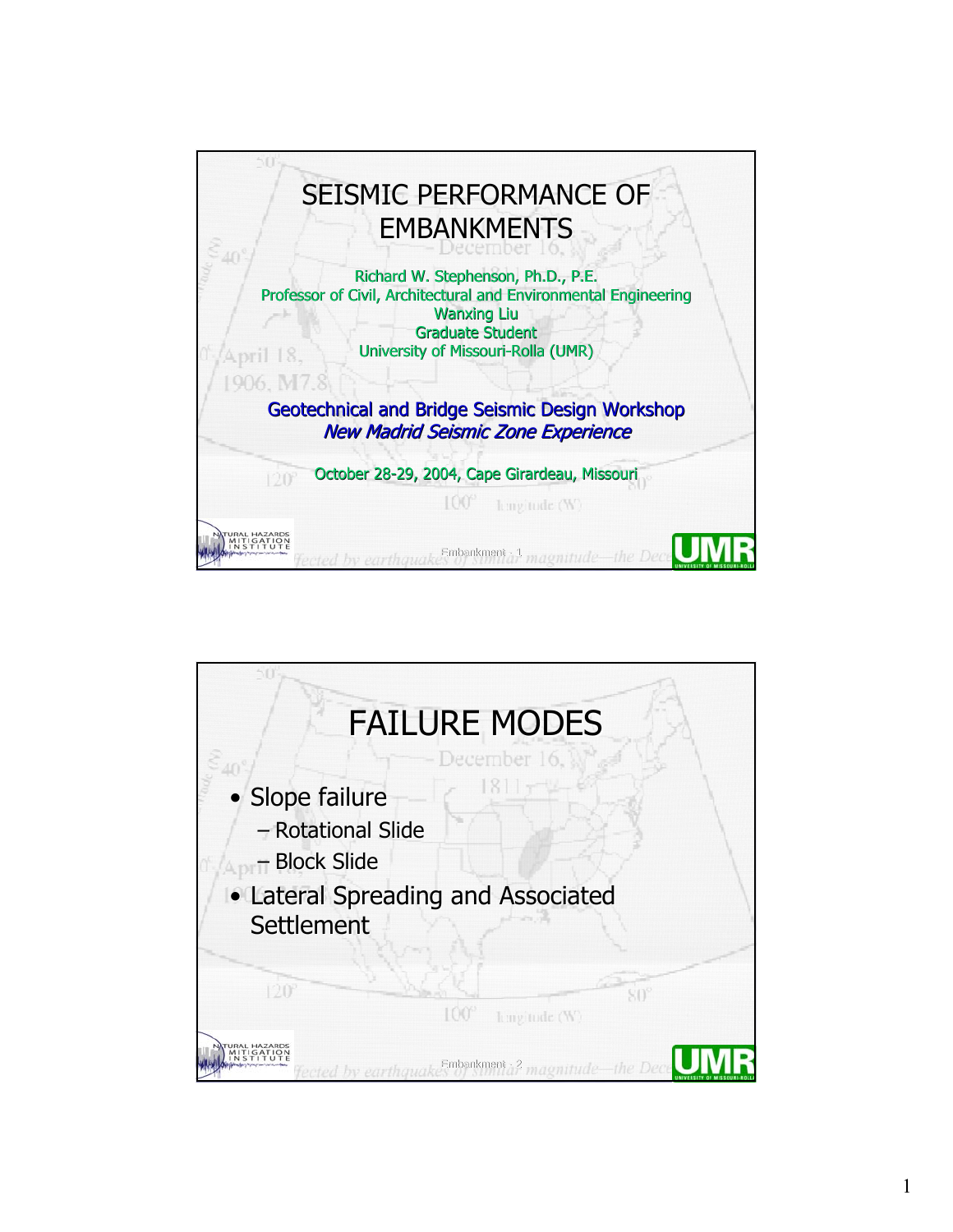# SEISMIC PERFORMANCE OF EMBANKMENTS

Richard W. Stephenson, Ph.D., P.E.
Professor of Civil, Architectural and Environmental Engineering
Wanxing Liu
Graduate Student
University of Missouri-Rolla (UMR)

**Geotechnical and Bridge Seismic Design Workshop**
***New Madrid Seismic Zone Experience***

October 28-29, 2004, Cape Girardeau, Missouri

# FAILURE MODES

- Slope failure
  - Rotational Slide
  - Block Slide
- Lateral Spreading and Associated Settlement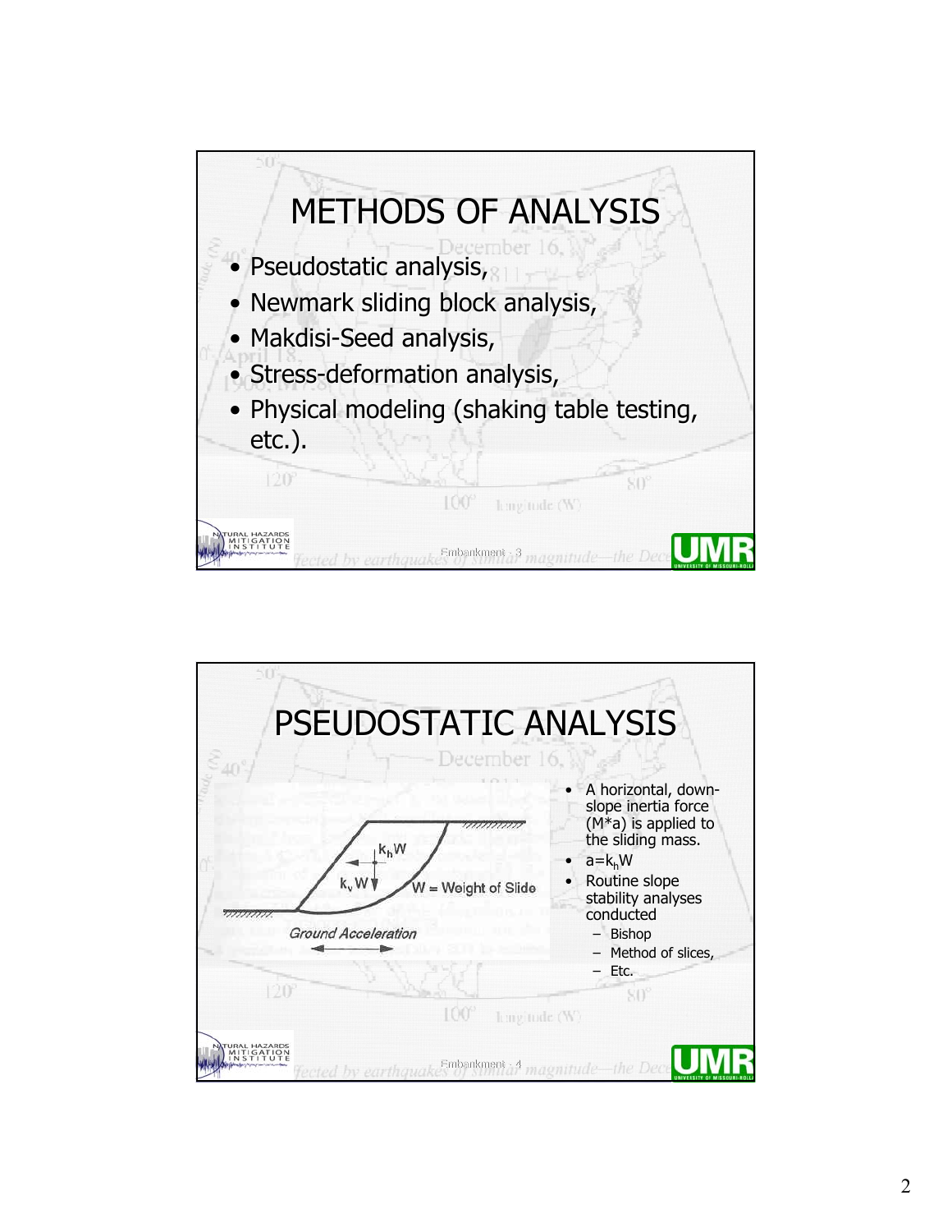# METHODS OF ANALYSIS

- Pseudostatic analysis,
- Newmark sliding block analysis,
- Makdisi-Seed analysis,
- Stress-deformation analysis,
- Physical modeling (shaking table testing, etc.).

# PSEUDOSTATIC ANALYSIS

- A horizontal, down-slope inertia force (M*a) is applied to the sliding mass.
- $a = k_h W$
- Routine slope stability analyses conducted
  - Bishop
  - Method of slices,
  - Etc.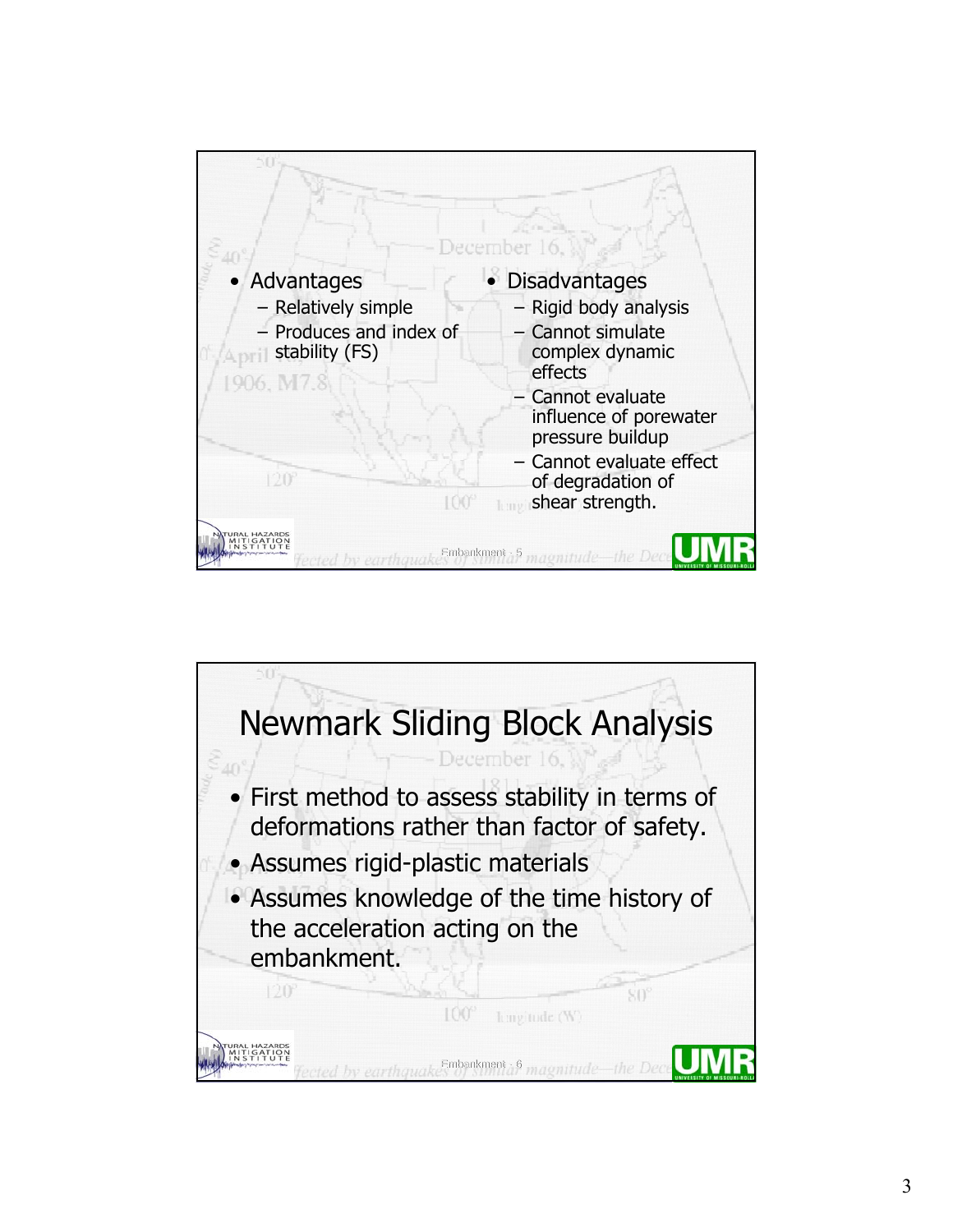- Advantages
  - Relatively simple
  - Produces and index of stability (FS)
- Disadvantages
  - Rigid body analysis
  - Cannot simulate complex dynamic effects
  - Cannot evaluate influence of porewater pressure buildup
  - Cannot evaluate effect of degradation of shear strength.

# Newmark Sliding Block Analysis

- First method to assess stability in terms of deformations rather than factor of safety.
- Assumes rigid-plastic materials
- Assumes knowledge of the time history of the acceleration acting on the embankment.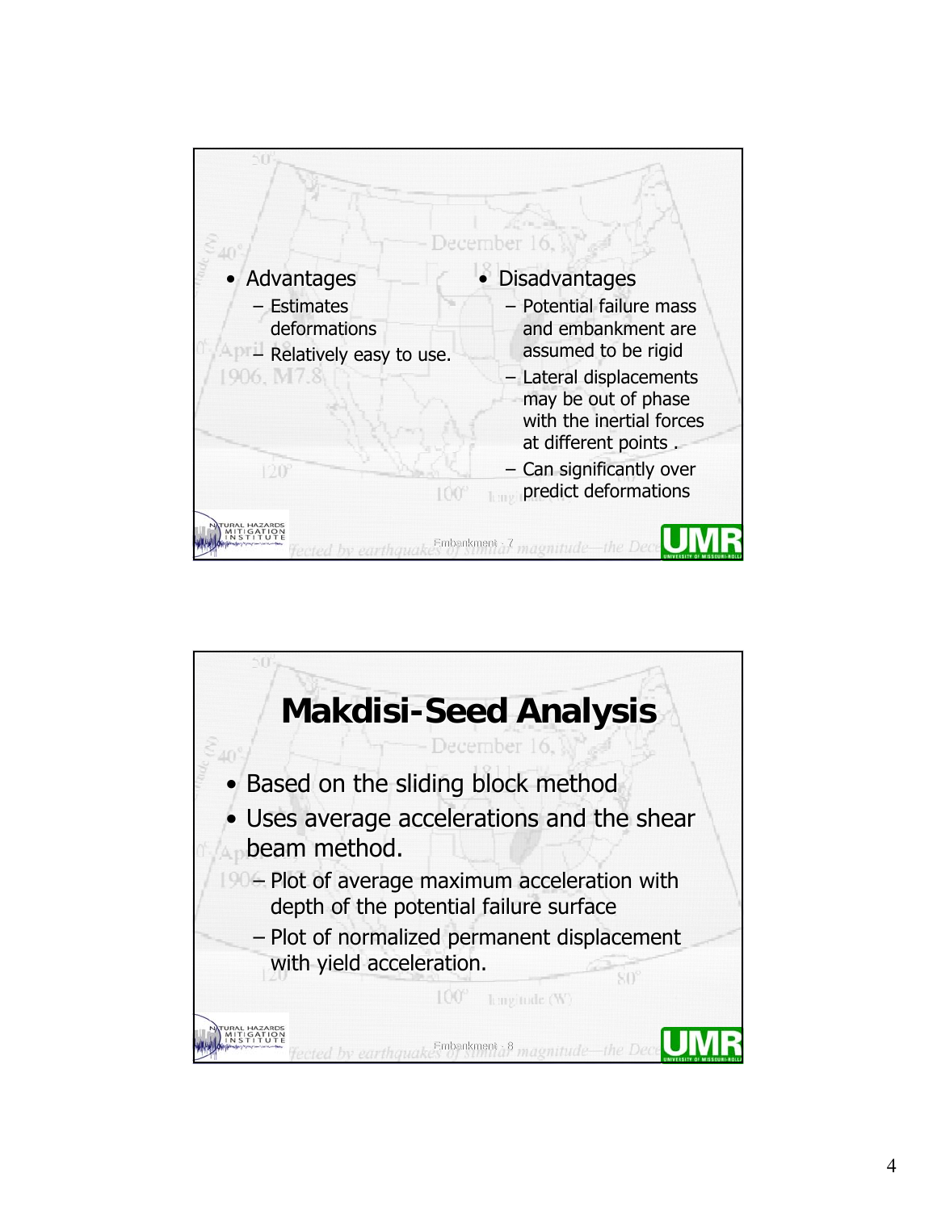- Advantages
  - Estimates deformations
  - Relatively easy to use.
- Disadvantages
  - Potential failure mass and embankment are assumed to be rigid
  - Lateral displacements may be out of phase with the inertial forces at different points .
  - Can significantly over predict deformations

# Makdisi-Seed Analysis

- Based on the sliding block method
- Uses average accelerations and the shear beam method.
  - Plot of average maximum acceleration with depth of the potential failure surface
  - Plot of normalized permanent displacement with yield acceleration.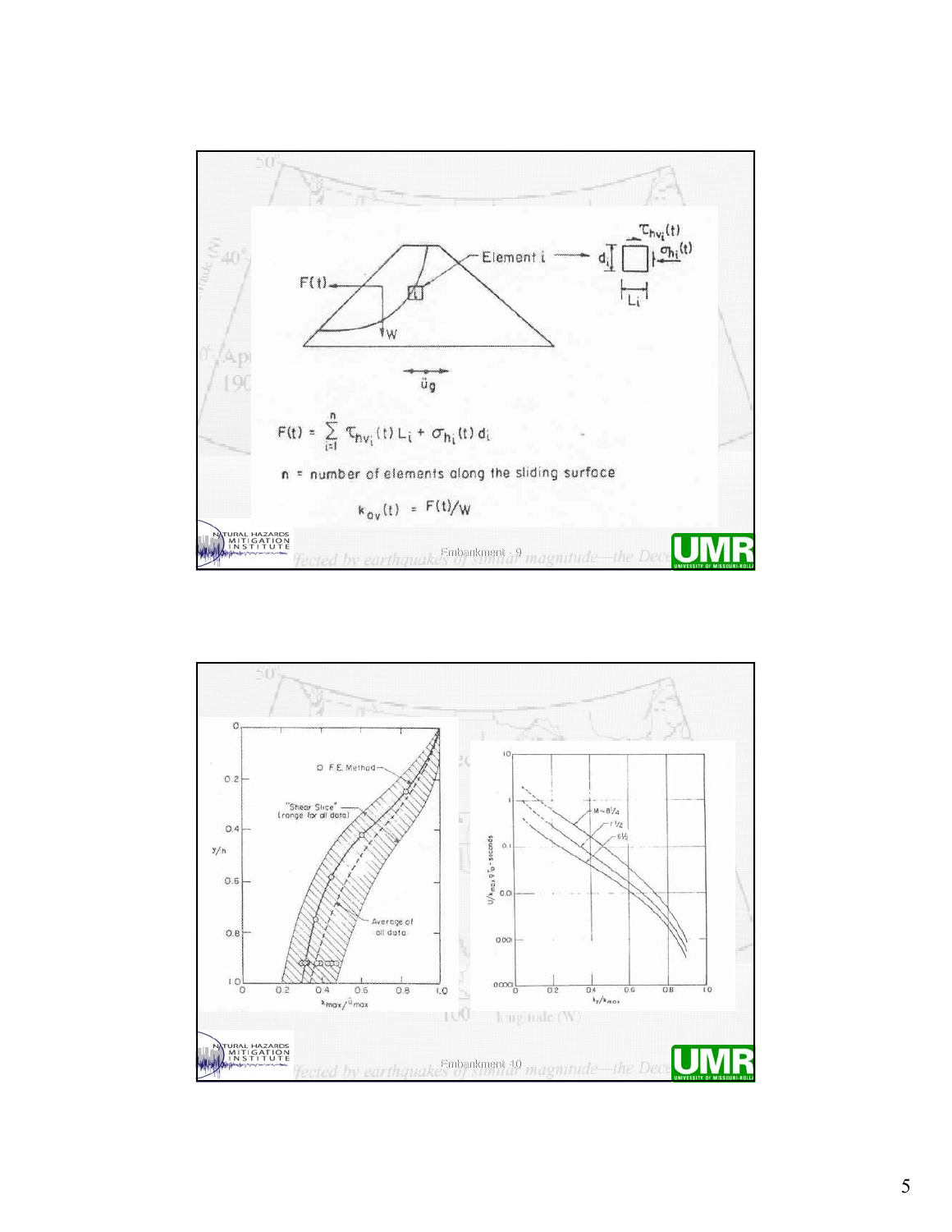Element i

$\tau_{hv_i}(t)$

$\sigma_{h_i}(t)$

$d_i$

$L_i$

$F(t)$

$W$

$\ddot{u}_g$

$$F(t) = \sum_{i=1}^{n} \tau_{hv_i}(t)\, L_i + \sigma_{h_i}(t)\, d_i$$

n = number of elements along the sliding surface

$$k_{av}(t) = F(t)/W$$

Embankment - 9

O F.E. Method

"Shear Slice" (range for all data)

Average of all data

$y/h$

$\ddot{x}_{max}/\ddot{u}_{max}$

$M \sim 8\frac{1}{4}$

$7\frac{1}{2}$

$6\frac{1}{2}$

$U/k_{max}\, g\, T_0$ - seconds

$k_y/k_{max}$

Embankment - 10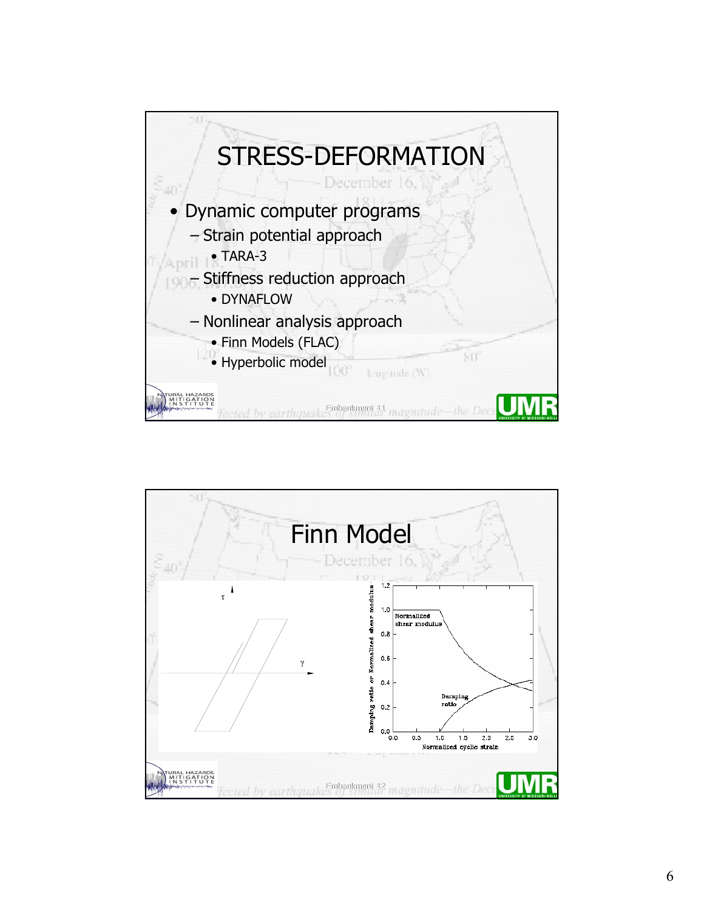# STRESS-DEFORMATION

- Dynamic computer programs
  - Strain potential approach
    - TARA-3
  - Stiffness reduction approach
    - DYNAFLOW
  - Nonlinear analysis approach
    - Finn Models (FLAC)
    - Hyperbolic model

# Finn Model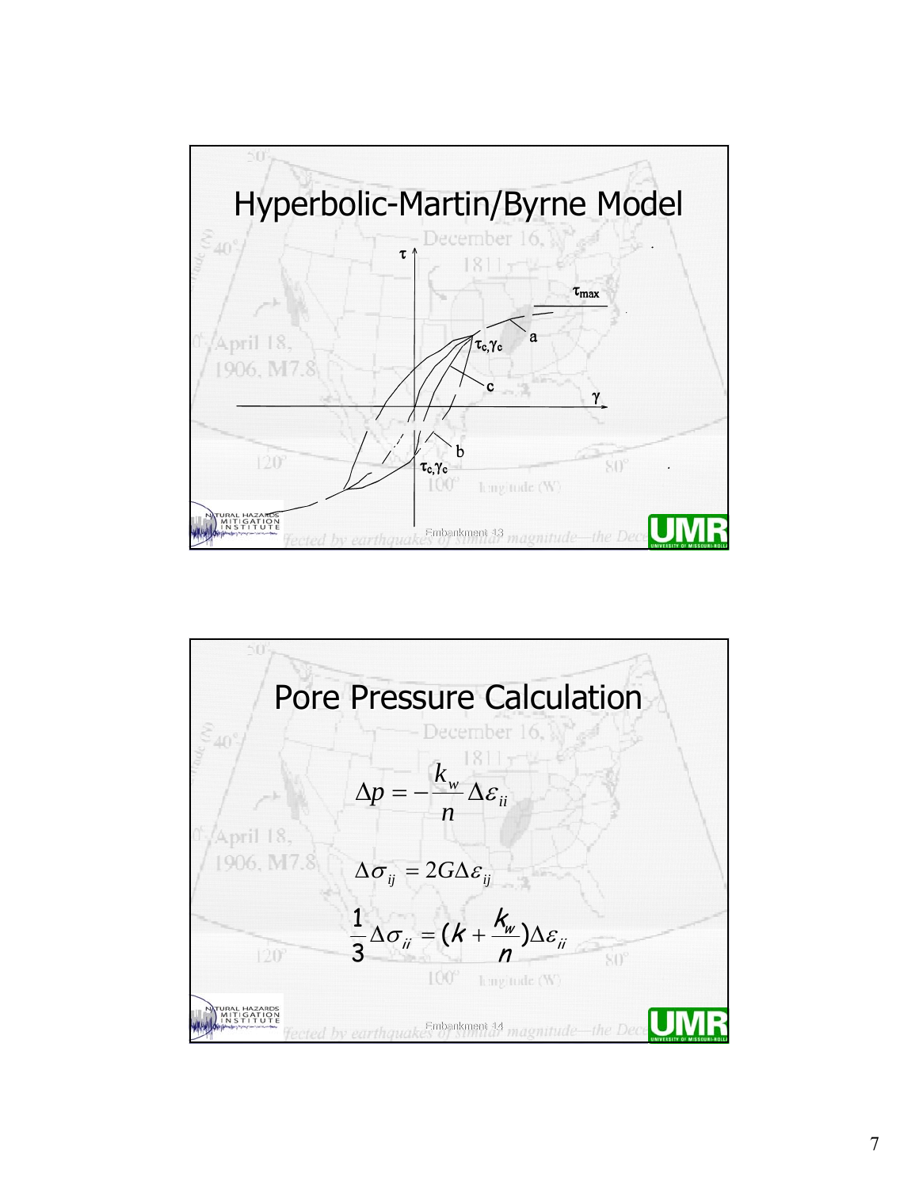# Hyperbolic-Martin/Byrne Model

Embankment 13

# Pore Pressure Calculation

$$\Delta p = -\frac{k_w}{n}\Delta\varepsilon_{ii}$$

$$\Delta\sigma_{ij} = 2G\Delta\varepsilon_{ij}$$

$$\frac{1}{3}\Delta\sigma_{ii} = (k + \frac{k_w}{n})\Delta\varepsilon_{ii}$$

Embankment 14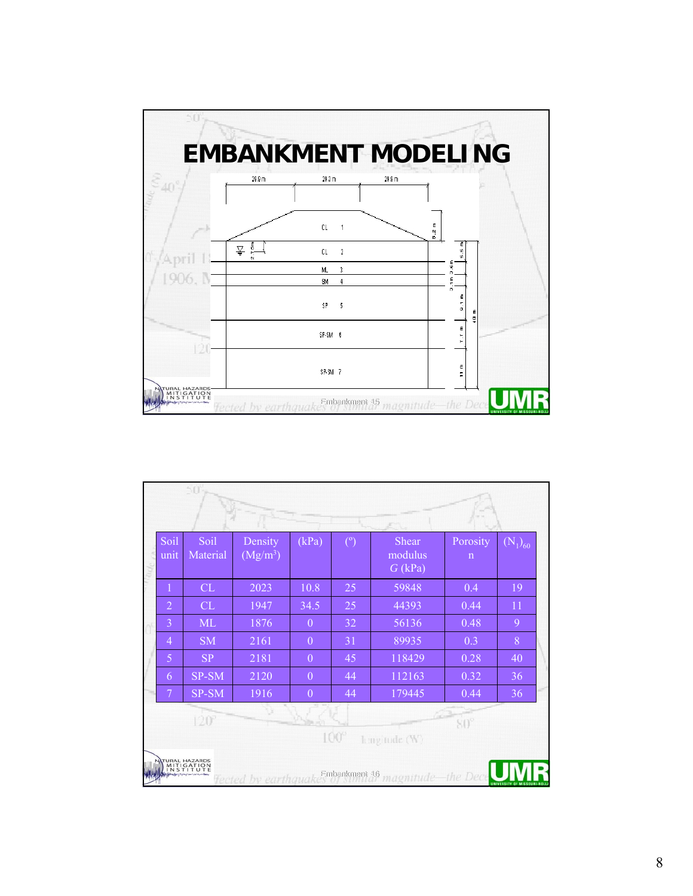# EMBANKMENT MODELING

29.9 m 29.3 m 29.9 m

CL 1 — 6.2 m

CL 2 — 5.5 m (water table 2.1 m)

ML 3 — 3.6 m

SM 4 — 3.1 m

SP 5 — 9.1 m

SP-SM 6 — 7.7 m

SP-SM 7 — 11 m

40 m

Embankment 15

| Soil unit | Soil Material | Density (Mg/m$^3$) | (kPa) | (°) | Shear modulus $G$ (kPa) | Porosity n | $(N_1)_{60}$ |
|---|---|---|---|---|---|---|---|
| 1 | CL | 2023 | 10.8 | 25 | 59848 | 0.4 | 19 |
| 2 | CL | 1947 | 34.5 | 25 | 44393 | 0.44 | 11 |
| 3 | ML | 1876 | 0 | 32 | 56136 | 0.48 | 9 |
| 4 | SM | 2161 | 0 | 31 | 89935 | 0.3 | 8 |
| 5 | SP | 2181 | 0 | 45 | 118429 | 0.28 | 40 |
| 6 | SP-SM | 2120 | 0 | 44 | 112163 | 0.32 | 36 |
| 7 | SP-SM | 1916 | 0 | 44 | 179445 | 0.44 | 36 |

Embankment 16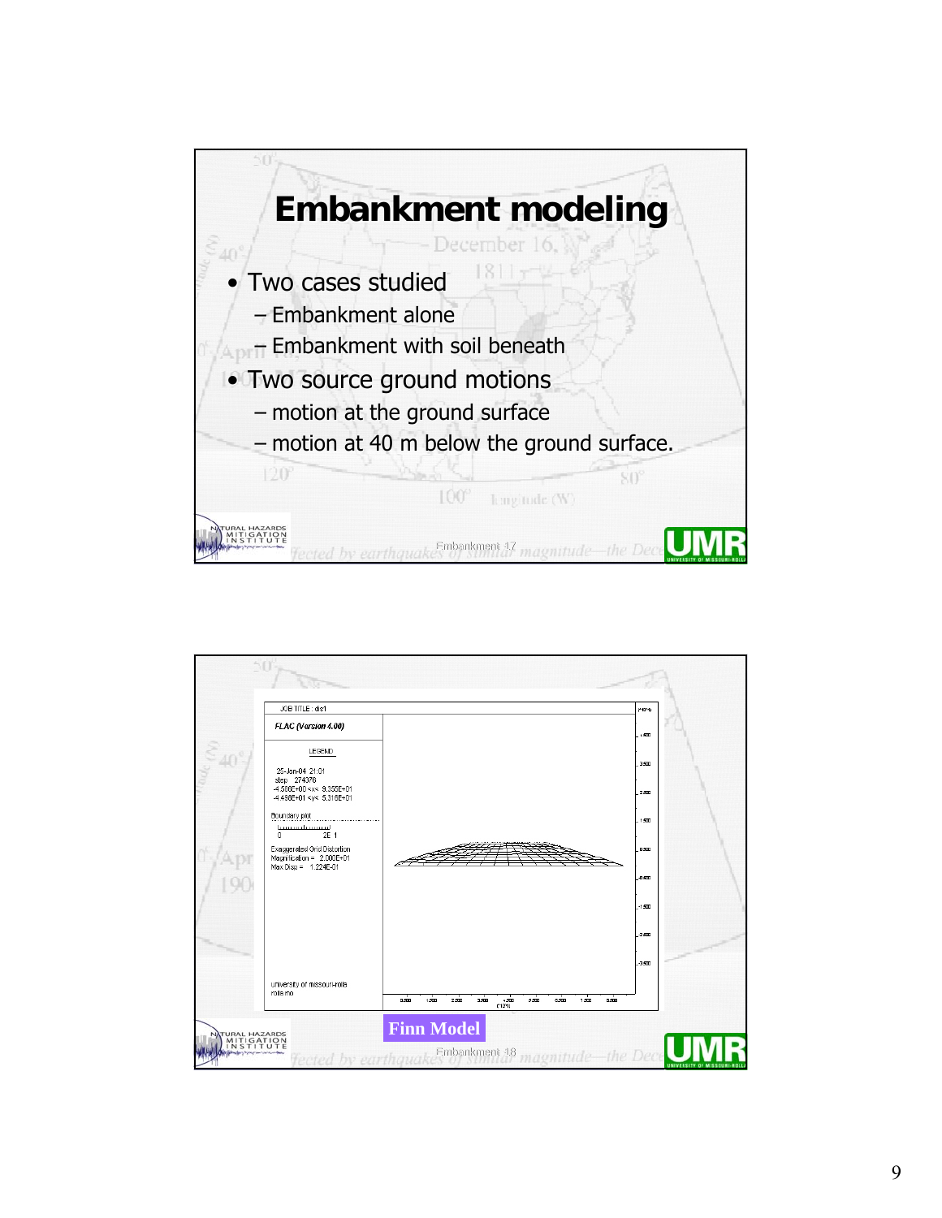# Embankment modeling

- Two cases studied
  - Embankment alone
  - Embankment with soil beneath
- Two source ground motions
  - motion at the ground surface
  - motion at 40 m below the ground surface.

JOB TITLE : dis1

*FLAC (Version 4.00)*

LEGEND

25-Jan-04 21:01
step 274370
-4.586E+00 <x< 9.355E+01
-4.498E+01 <y< 5.316E+01

Boundary plot

0 2E 1

Exaggerated Grid Distortion
Magnification = 2.000E+01
Max Disp = 1.224E-01

university of missouri-rolla
rolla mo

**Finn Model**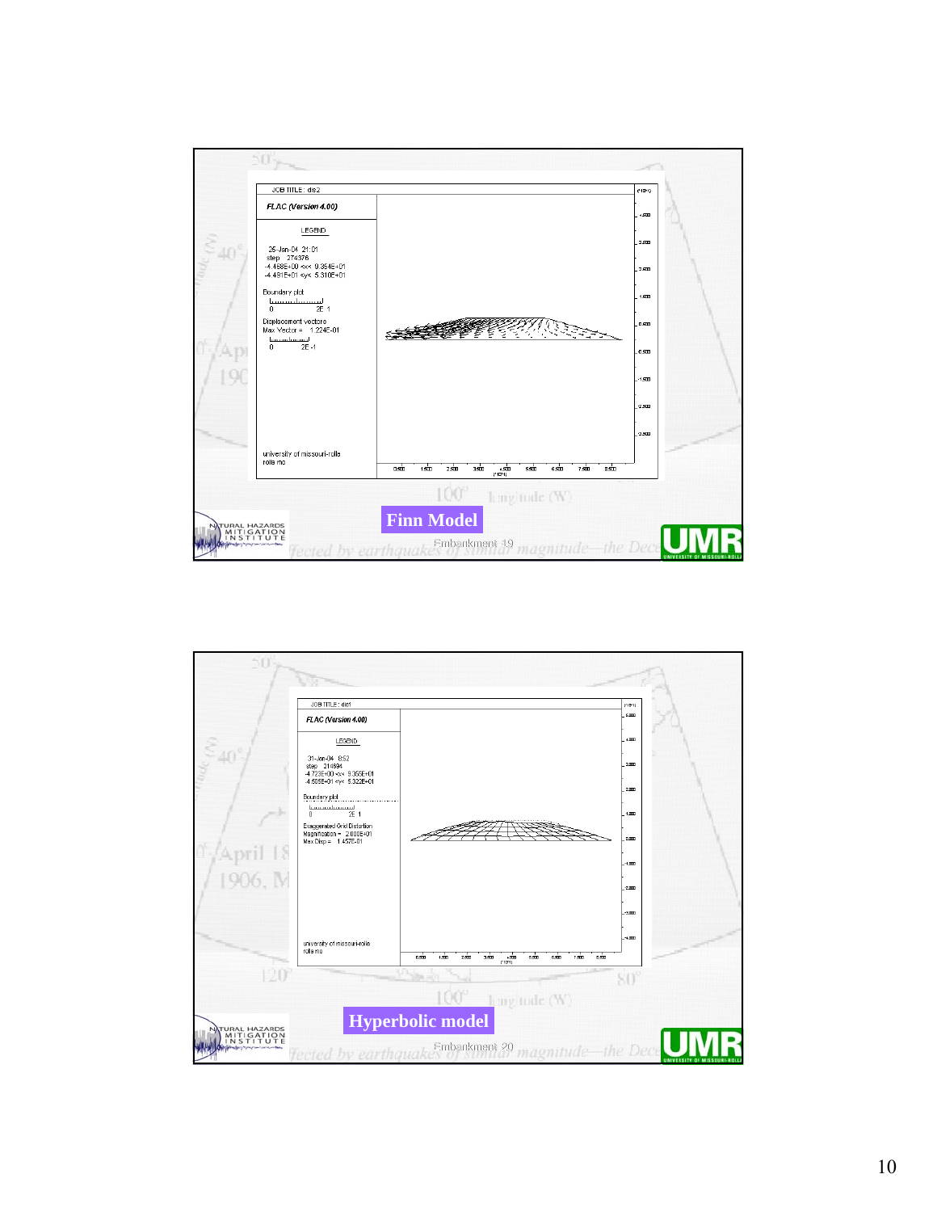JOB TITLE : dis2

FLAC (Version 4.00)

LEGEND

25-Jan-04 21:01
step 274376
-4.468E+00 <x< 9.354E+01
-4.481E+01 <y< 5.310E+01

Boundary plot

0 2E 1

Displacement vectors
Max Vector = 1.224E-01

0 2E -1

university of missouri-rolla
rolla mo

**Finn Model**

Embankment 19

JOB TITLE : dis1

FLAC (Version 4.00)

LEGEND

31-Jan-04 8:52
step 214694
-4.723E+00 <x< 9.355E+01
-4.505E+01 <y< 5.322E+01

Boundary plot

0 2E 1

Exaggerated Grid Distortion
Magnification = 2.000E+01
Max Disp = 1.457E-01

university of missouri-rolla
rolla mo

**Hyperbolic model**

Embankment 20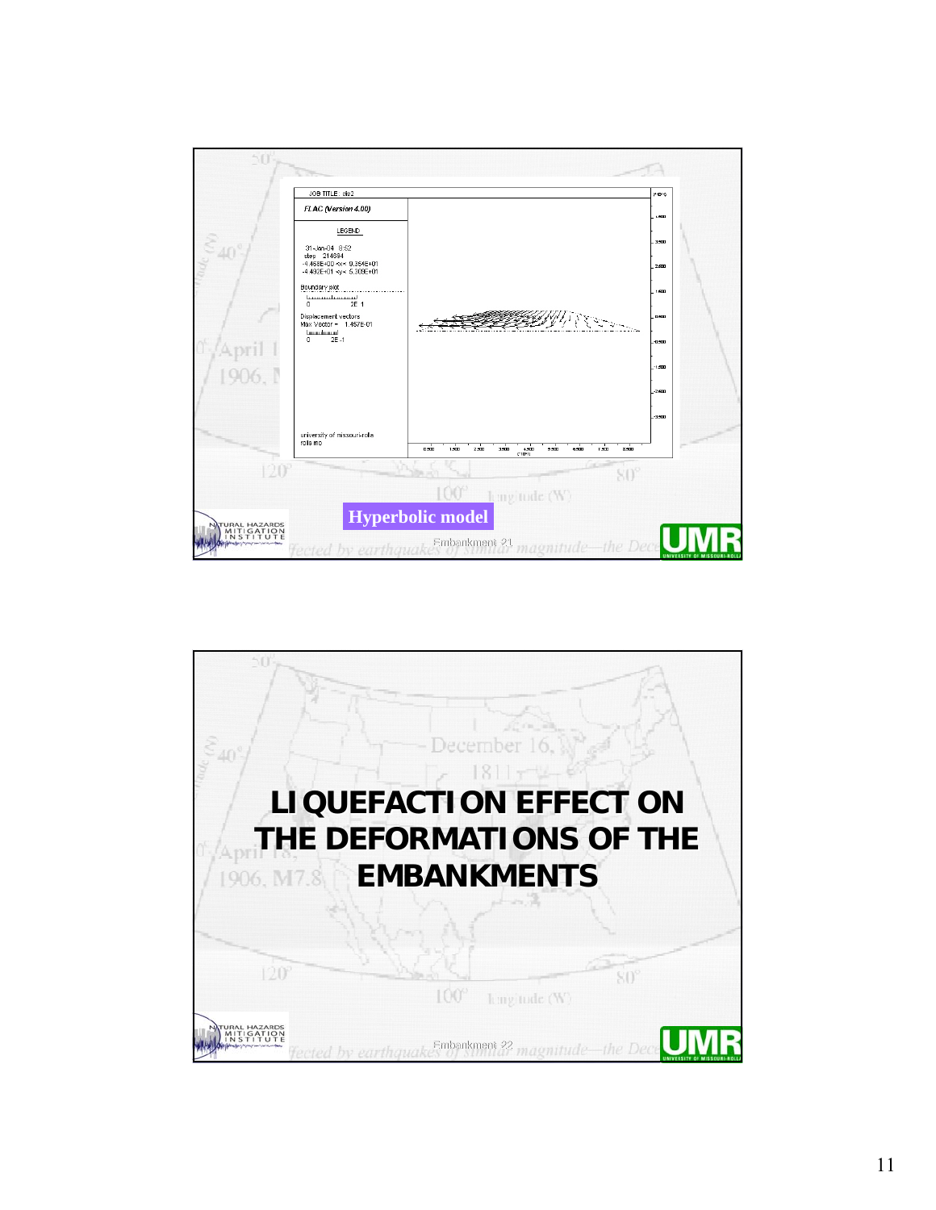JOB TITLE : dis2

FLAC (Version 4.00)

LEGEND

31-Jan-04 8:52
step 214694
-4.468E+00 <x< 9.354E+01
-4.492E+01 <y< 5.309E+01

Boundary plot

0 2E 1

Displacement vectors
Max Vector = 1.457E-01

0 2E -1

university of missouri-rolla
rolla mo

**Hyperbolic model**

Embankment 21

# LIQUEFACTION EFFECT ON THE DEFORMATIONS OF THE EMBANKMENTS

Embankment 22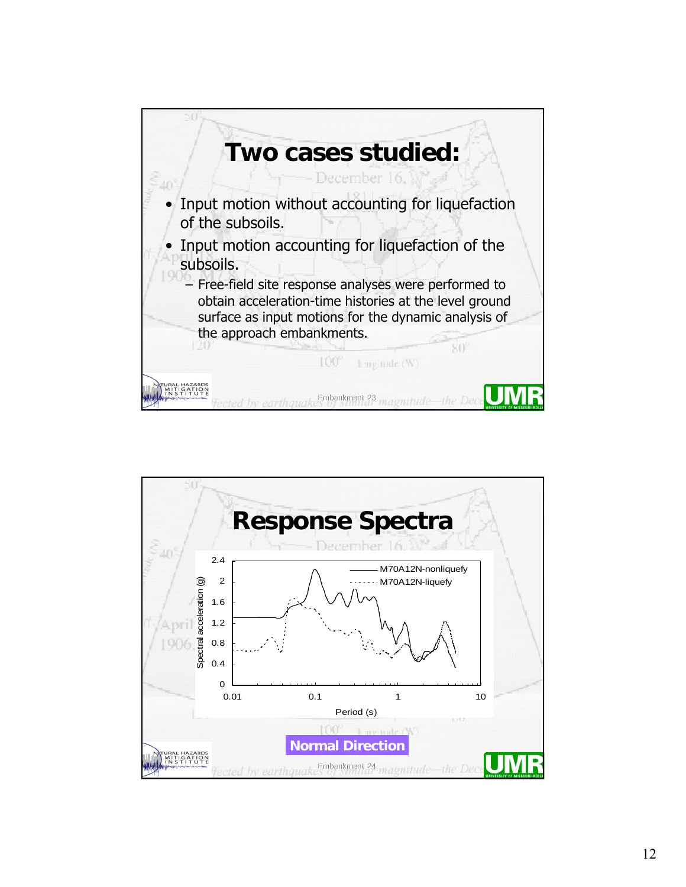# Two cases studied:

- Input motion without accounting for liquefaction of the subsoils.
- Input motion accounting for liquefaction of the subsoils.
  - Free-field site response analyses were performed to obtain acceleration-time histories at the level ground surface as input motions for the dynamic analysis of the approach embankments.

Embankment 23

# Response Spectra

Spectral acceleration (g) vs. Period (s)

— M70A12N-nonliquefy

······ M70A12N-liquefy

**Normal Direction**

Embankment 24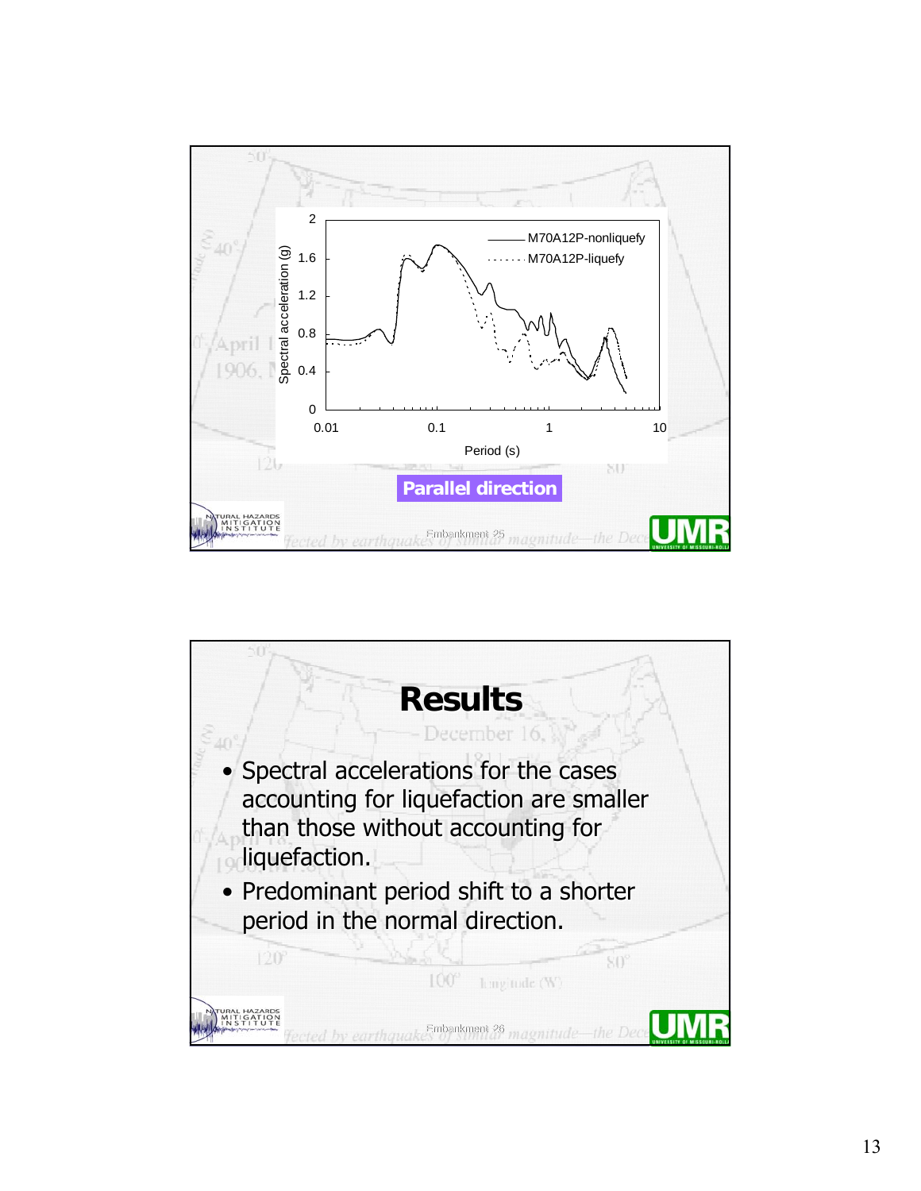Spectral acceleration (g) vs. Period (s)

- M70A12P-nonliquefy
- M70A12P-liquefy

**Parallel direction**

# Results

- Spectral accelerations for the cases accounting for liquefaction are smaller than those without accounting for liquefaction.
- Predominant period shift to a shorter period in the normal direction.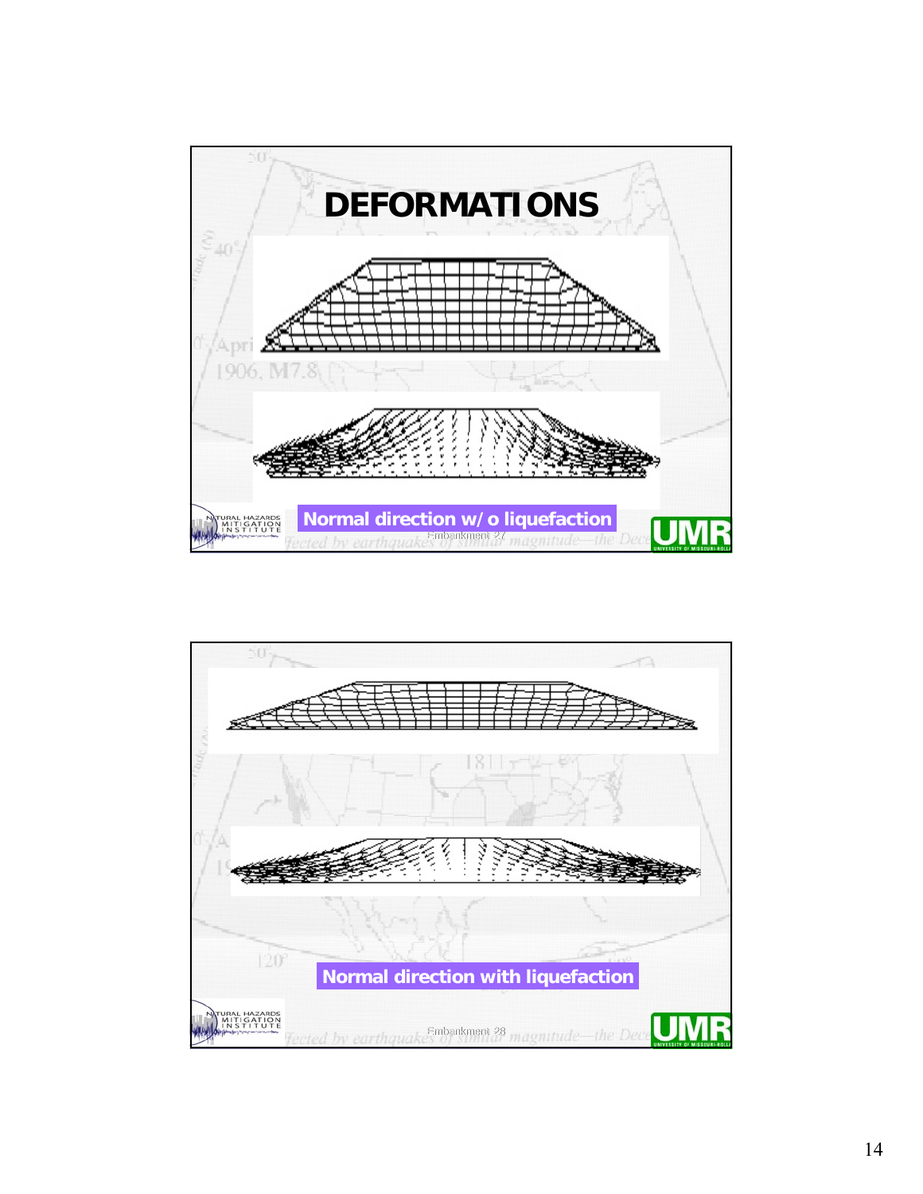# DEFORMATIONS

Normal direction w/o liquefaction

Embankment 27

Normal direction with liquefaction

Embankment 28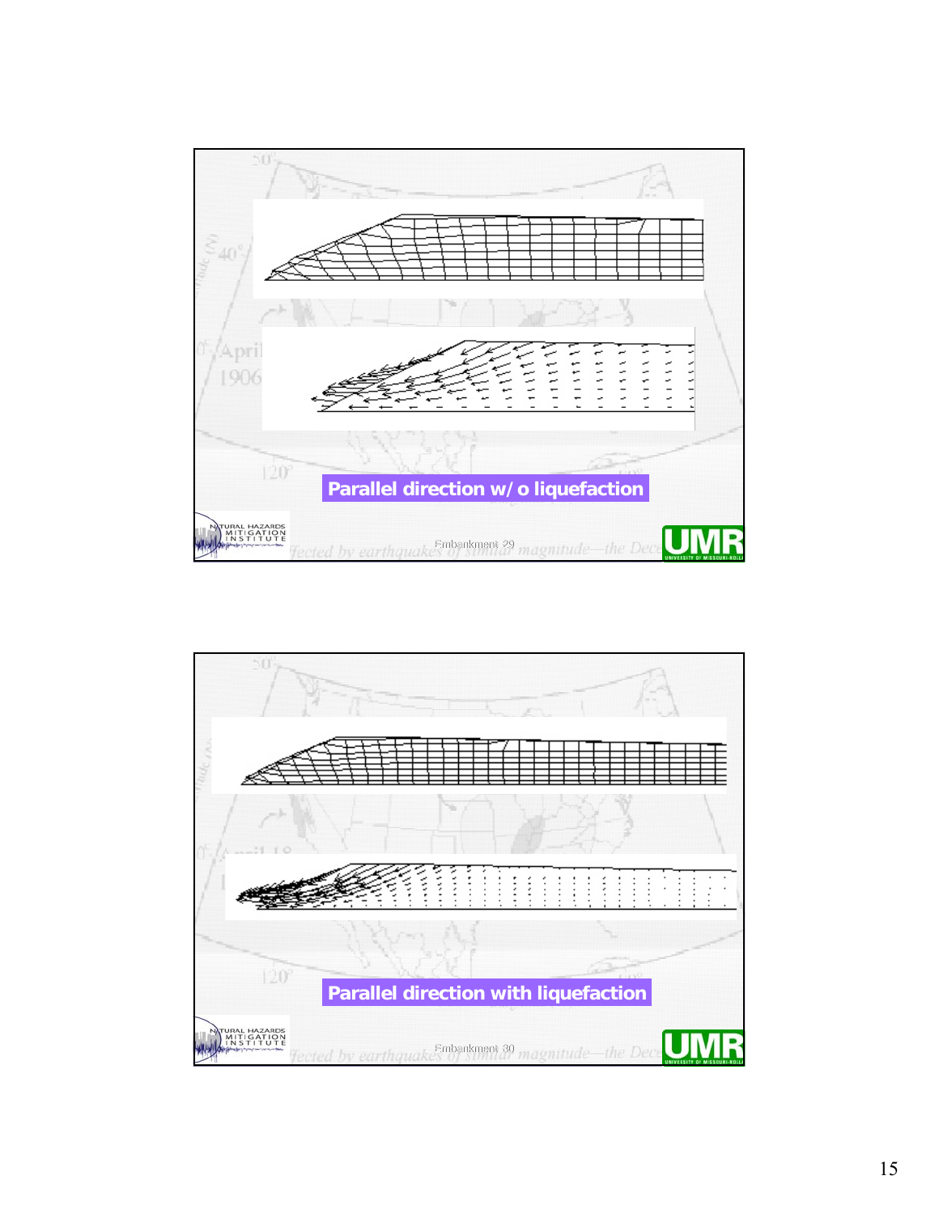Parallel direction w/o liquefaction

Parallel direction with liquefaction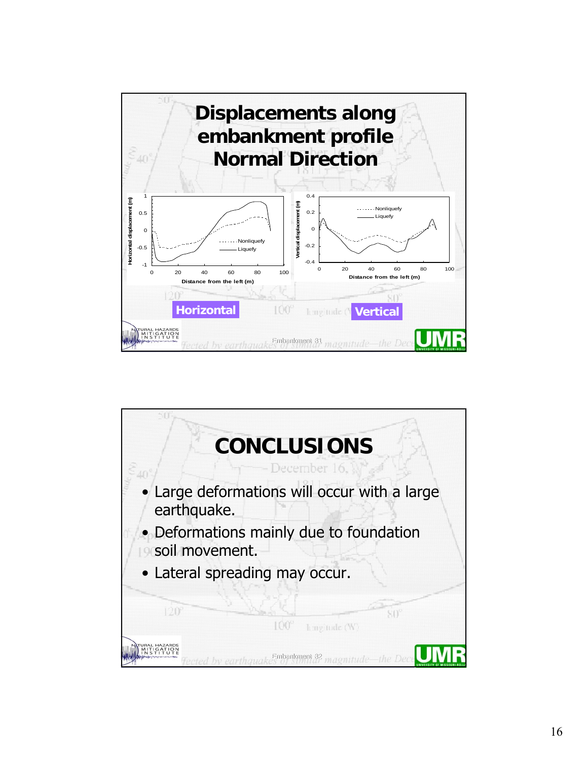# Displacements along embankment profile Normal Direction

Horizontal

Vertical

Embankment 31

# CONCLUSIONS

- Large deformations will occur with a large earthquake.
- Deformations mainly due to foundation soil movement.
- Lateral spreading may occur.

Embankment 32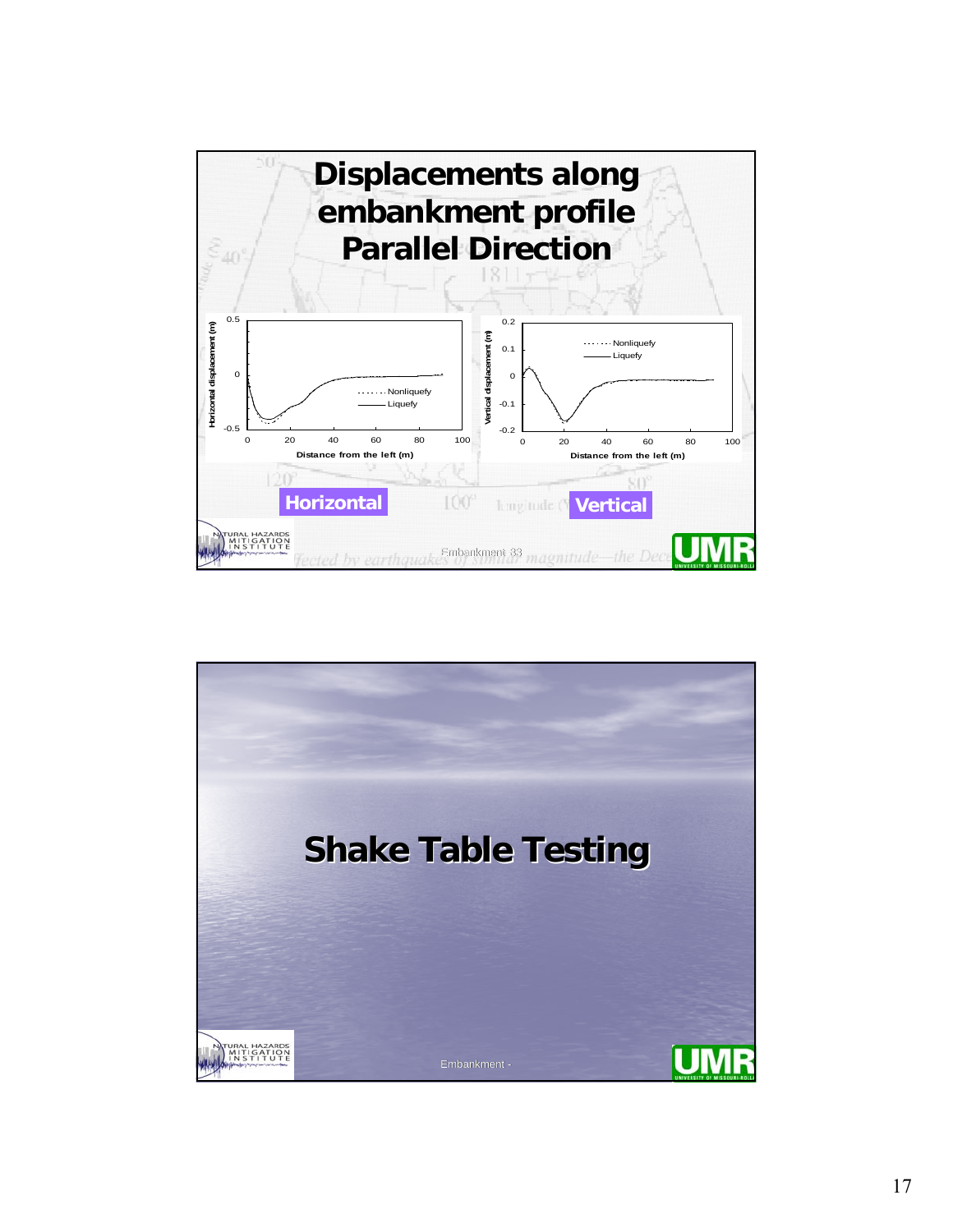# Displacements along embankment profile Parallel Direction

**Horizontal**

**Vertical**

Embankment 33

---

# Shake Table Testing

Embankment -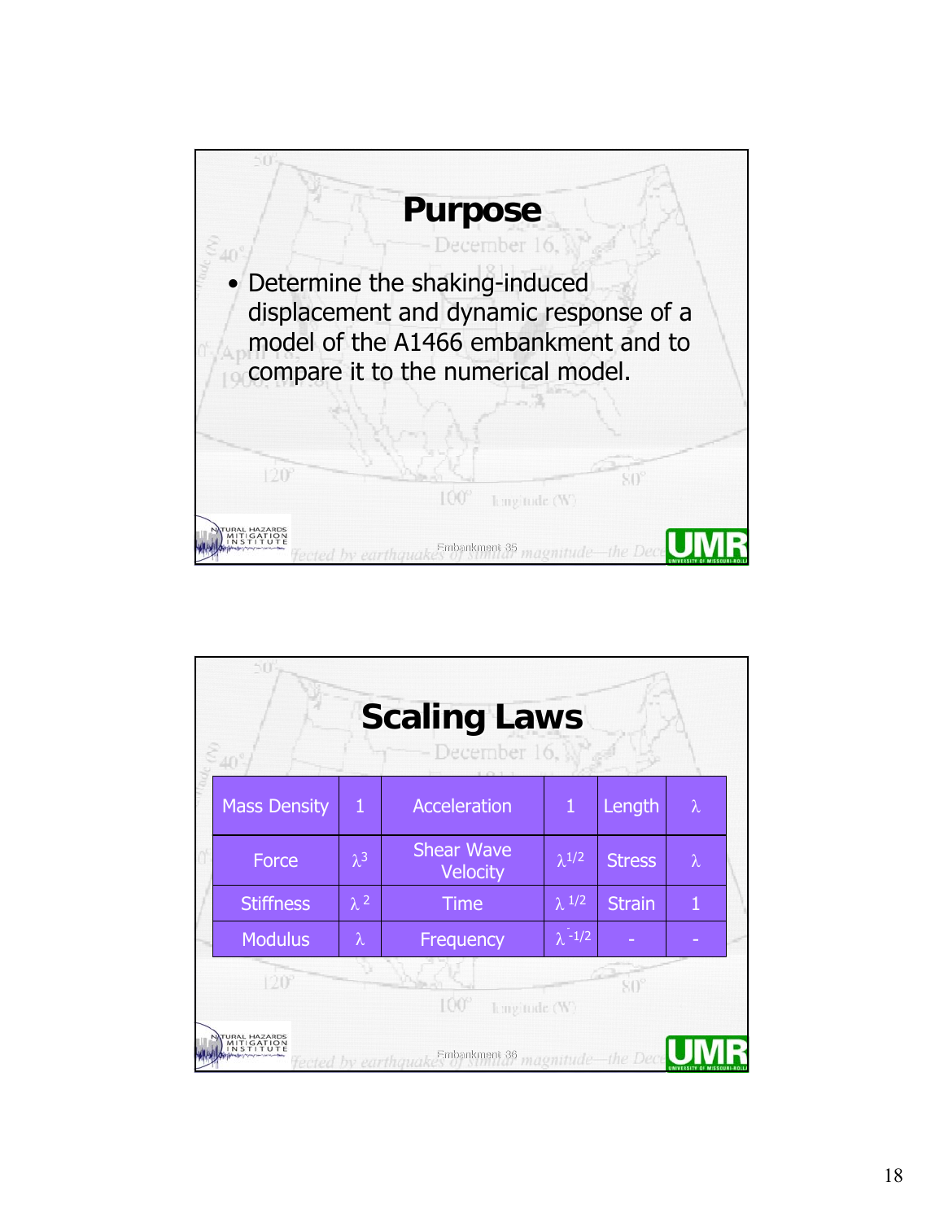# Purpose

- Determine the shaking-induced displacement and dynamic response of a model of the A1466 embankment and to compare it to the numerical model.

# Scaling Laws

| Mass Density | 1 | Acceleration | 1 | Length | $\lambda$ |
|---|---|---|---|---|---|
| Force | $\lambda^3$ | Shear Wave Velocity | $\lambda^{1/2}$ | Stress | $\lambda$ |
| Stiffness | $\lambda^2$ | Time | $\lambda^{1/2}$ | Strain | 1 |
| Modulus | $\lambda$ | Frequency | $\lambda^{-1/2}$ | - | - |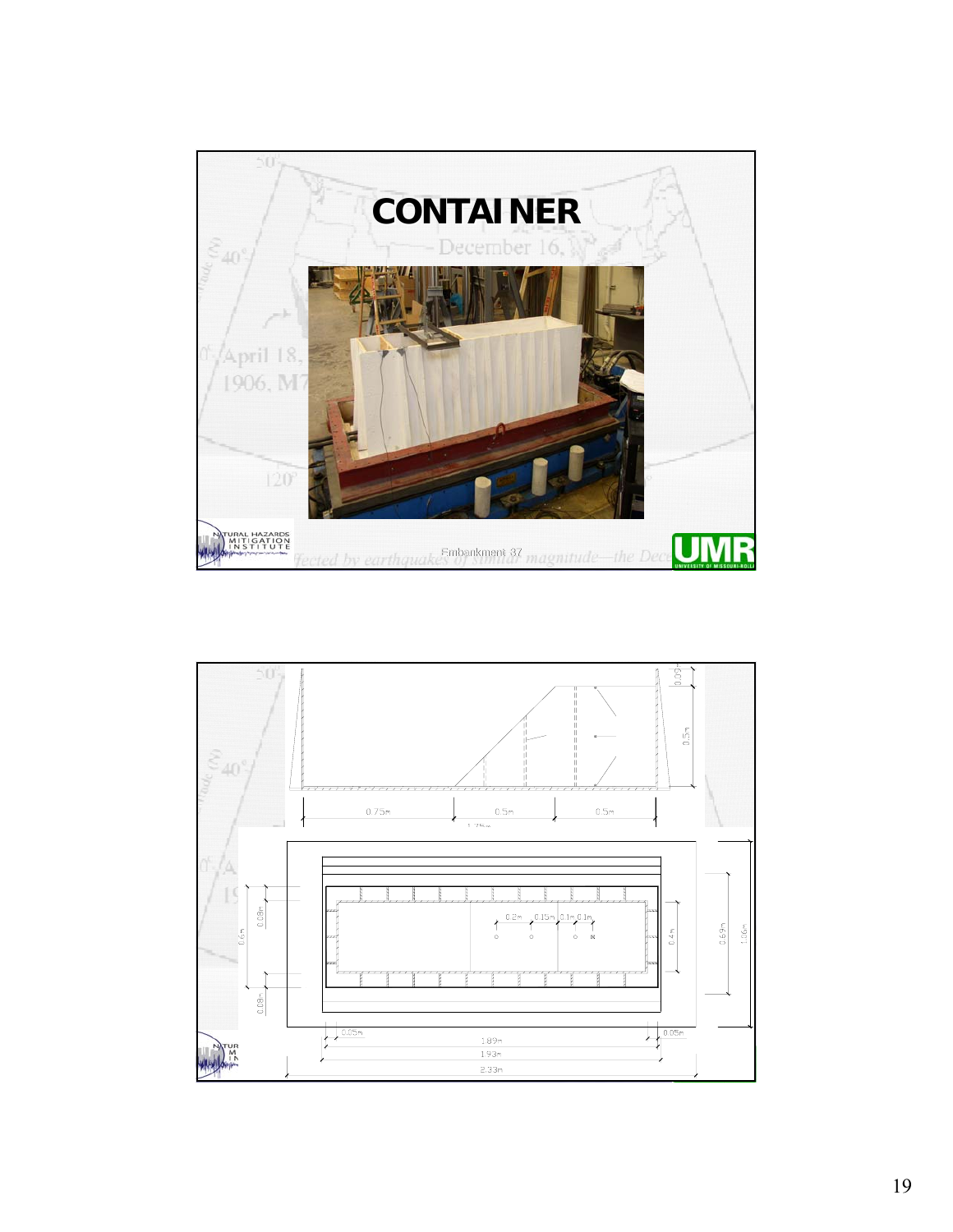# CONTAINER

Embankment 37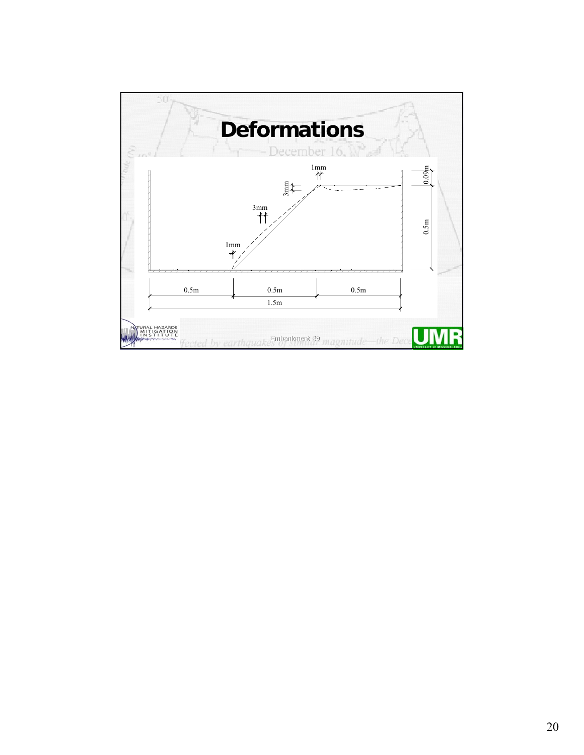# Deformations

1mm

3mm

3mm

1mm

0.09m

0.5m

0.5m

0.5m

0.5m

1.5m

Embankment 39